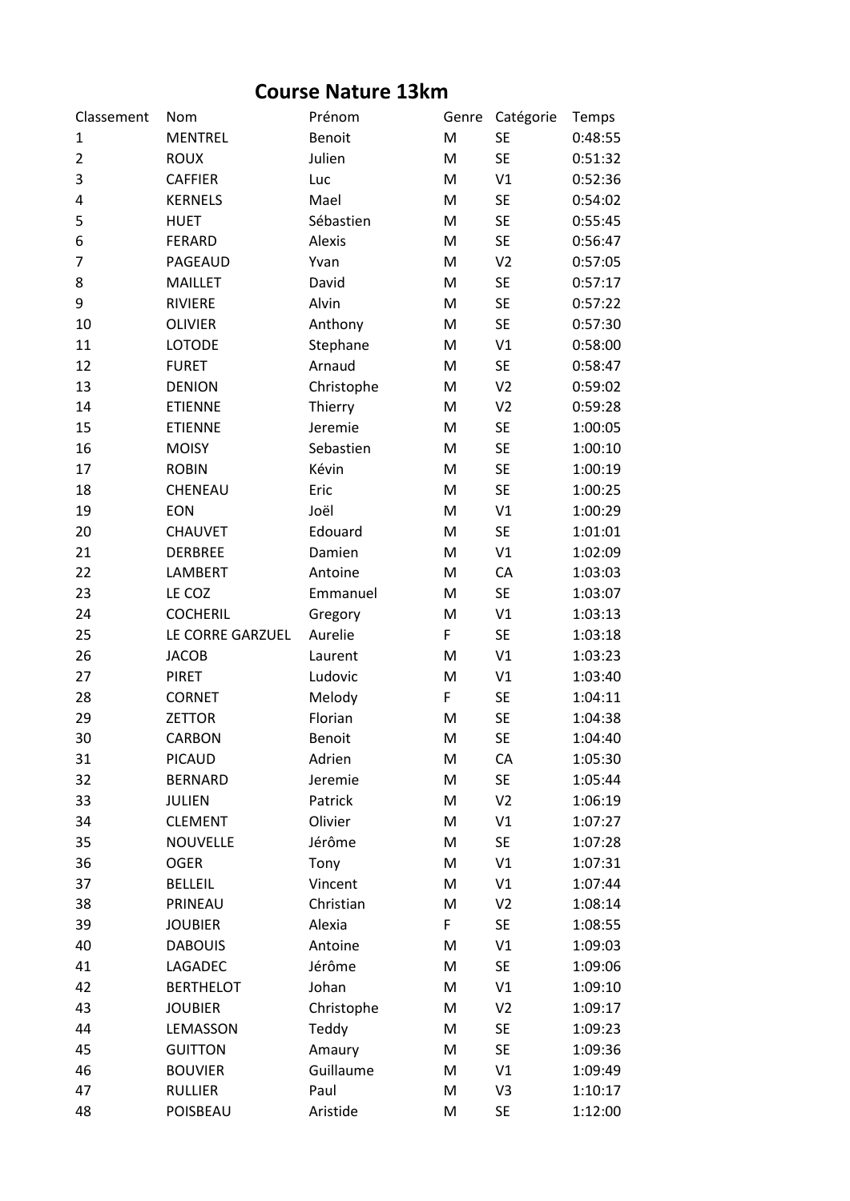# Course Nature 13km

| Classement | Nom | Prénom | Genre | Catégorie | Temps |
|---|---|---|---|---|---|
| 1 | MENTREL | Benoit | M | SE | 0:48:55 |
| 2 | ROUX | Julien | M | SE | 0:51:32 |
| 3 | CAFFIER | Luc | M | V1 | 0:52:36 |
| 4 | KERNELS | Mael | M | SE | 0:54:02 |
| 5 | HUET | Sébastien | M | SE | 0:55:45 |
| 6 | FERARD | Alexis | M | SE | 0:56:47 |
| 7 | PAGEAUD | Yvan | M | V2 | 0:57:05 |
| 8 | MAILLET | David | M | SE | 0:57:17 |
| 9 | RIVIERE | Alvin | M | SE | 0:57:22 |
| 10 | OLIVIER | Anthony | M | SE | 0:57:30 |
| 11 | LOTODE | Stephane | M | V1 | 0:58:00 |
| 12 | FURET | Arnaud | M | SE | 0:58:47 |
| 13 | DENION | Christophe | M | V2 | 0:59:02 |
| 14 | ETIENNE | Thierry | M | V2 | 0:59:28 |
| 15 | ETIENNE | Jeremie | M | SE | 1:00:05 |
| 16 | MOISY | Sebastien | M | SE | 1:00:10 |
| 17 | ROBIN | Kévin | M | SE | 1:00:19 |
| 18 | CHENEAU | Eric | M | SE | 1:00:25 |
| 19 | EON | Joël | M | V1 | 1:00:29 |
| 20 | CHAUVET | Edouard | M | SE | 1:01:01 |
| 21 | DERBREE | Damien | M | V1 | 1:02:09 |
| 22 | LAMBERT | Antoine | M | CA | 1:03:03 |
| 23 | LE COZ | Emmanuel | M | SE | 1:03:07 |
| 24 | COCHERIL | Gregory | M | V1 | 1:03:13 |
| 25 | LE CORRE GARZUEL | Aurelie | F | SE | 1:03:18 |
| 26 | JACOB | Laurent | M | V1 | 1:03:23 |
| 27 | PIRET | Ludovic | M | V1 | 1:03:40 |
| 28 | CORNET | Melody | F | SE | 1:04:11 |
| 29 | ZETTOR | Florian | M | SE | 1:04:38 |
| 30 | CARBON | Benoit | M | SE | 1:04:40 |
| 31 | PICAUD | Adrien | M | CA | 1:05:30 |
| 32 | BERNARD | Jeremie | M | SE | 1:05:44 |
| 33 | JULIEN | Patrick | M | V2 | 1:06:19 |
| 34 | CLEMENT | Olivier | M | V1 | 1:07:27 |
| 35 | NOUVELLE | Jérôme | M | SE | 1:07:28 |
| 36 | OGER | Tony | M | V1 | 1:07:31 |
| 37 | BELLEIL | Vincent | M | V1 | 1:07:44 |
| 38 | PRINEAU | Christian | M | V2 | 1:08:14 |
| 39 | JOUBIER | Alexia | F | SE | 1:08:55 |
| 40 | DABOUIS | Antoine | M | V1 | 1:09:03 |
| 41 | LAGADEC | Jérôme | M | SE | 1:09:06 |
| 42 | BERTHELOT | Johan | M | V1 | 1:09:10 |
| 43 | JOUBIER | Christophe | M | V2 | 1:09:17 |
| 44 | LEMASSON | Teddy | M | SE | 1:09:23 |
| 45 | GUITTON | Amaury | M | SE | 1:09:36 |
| 46 | BOUVIER | Guillaume | M | V1 | 1:09:49 |
| 47 | RULLIER | Paul | M | V3 | 1:10:17 |
| 48 | POISBEAU | Aristide | M | SE | 1:12:00 |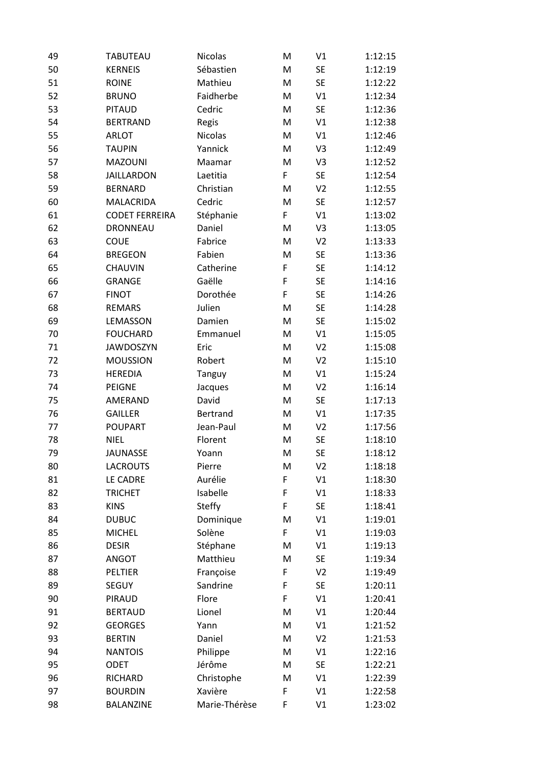| | | | | | |
|---|---|---|---|---|---|
| 49 | TABUTEAU | Nicolas | M | V1 | 1:12:15 |
| 50 | KERNEIS | Sébastien | M | SE | 1:12:19 |
| 51 | ROINE | Mathieu | M | SE | 1:12:22 |
| 52 | BRUNO | Faidherbe | M | V1 | 1:12:34 |
| 53 | PITAUD | Cedric | M | SE | 1:12:36 |
| 54 | BERTRAND | Regis | M | V1 | 1:12:38 |
| 55 | ARLOT | Nicolas | M | V1 | 1:12:46 |
| 56 | TAUPIN | Yannick | M | V3 | 1:12:49 |
| 57 | MAZOUNI | Maamar | M | V3 | 1:12:52 |
| 58 | JAILLARDON | Laetitia | F | SE | 1:12:54 |
| 59 | BERNARD | Christian | M | V2 | 1:12:55 |
| 60 | MALACRIDA | Cedric | M | SE | 1:12:57 |
| 61 | CODET FERREIRA | Stéphanie | F | V1 | 1:13:02 |
| 62 | DRONNEAU | Daniel | M | V3 | 1:13:05 |
| 63 | COUE | Fabrice | M | V2 | 1:13:33 |
| 64 | BREGEON | Fabien | M | SE | 1:13:36 |
| 65 | CHAUVIN | Catherine | F | SE | 1:14:12 |
| 66 | GRANGE | Gaëlle | F | SE | 1:14:16 |
| 67 | FINOT | Dorothée | F | SE | 1:14:26 |
| 68 | REMARS | Julien | M | SE | 1:14:28 |
| 69 | LEMASSON | Damien | M | SE | 1:15:02 |
| 70 | FOUCHARD | Emmanuel | M | V1 | 1:15:05 |
| 71 | JAWDOSZYN | Eric | M | V2 | 1:15:08 |
| 72 | MOUSSION | Robert | M | V2 | 1:15:10 |
| 73 | HEREDIA | Tanguy | M | V1 | 1:15:24 |
| 74 | PEIGNE | Jacques | M | V2 | 1:16:14 |
| 75 | AMERAND | David | M | SE | 1:17:13 |
| 76 | GAILLER | Bertrand | M | V1 | 1:17:35 |
| 77 | POUPART | Jean-Paul | M | V2 | 1:17:56 |
| 78 | NIEL | Florent | M | SE | 1:18:10 |
| 79 | JAUNASSE | Yoann | M | SE | 1:18:12 |
| 80 | LACROUTS | Pierre | M | V2 | 1:18:18 |
| 81 | LE CADRE | Aurélie | F | V1 | 1:18:30 |
| 82 | TRICHET | Isabelle | F | V1 | 1:18:33 |
| 83 | KINS | Steffy | F | SE | 1:18:41 |
| 84 | DUBUC | Dominique | M | V1 | 1:19:01 |
| 85 | MICHEL | Solène | F | V1 | 1:19:03 |
| 86 | DESIR | Stéphane | M | V1 | 1:19:13 |
| 87 | ANGOT | Matthieu | M | SE | 1:19:34 |
| 88 | PELTIER | Françoise | F | V2 | 1:19:49 |
| 89 | SEGUY | Sandrine | F | SE | 1:20:11 |
| 90 | PIRAUD | Flore | F | V1 | 1:20:41 |
| 91 | BERTAUD | Lionel | M | V1 | 1:20:44 |
| 92 | GEORGES | Yann | M | V1 | 1:21:52 |
| 93 | BERTIN | Daniel | M | V2 | 1:21:53 |
| 94 | NANTOIS | Philippe | M | V1 | 1:22:16 |
| 95 | ODET | Jérôme | M | SE | 1:22:21 |
| 96 | RICHARD | Christophe | M | V1 | 1:22:39 |
| 97 | BOURDIN | Xavière | F | V1 | 1:22:58 |
| 98 | BALANZINE | Marie-Thérèse | F | V1 | 1:23:02 |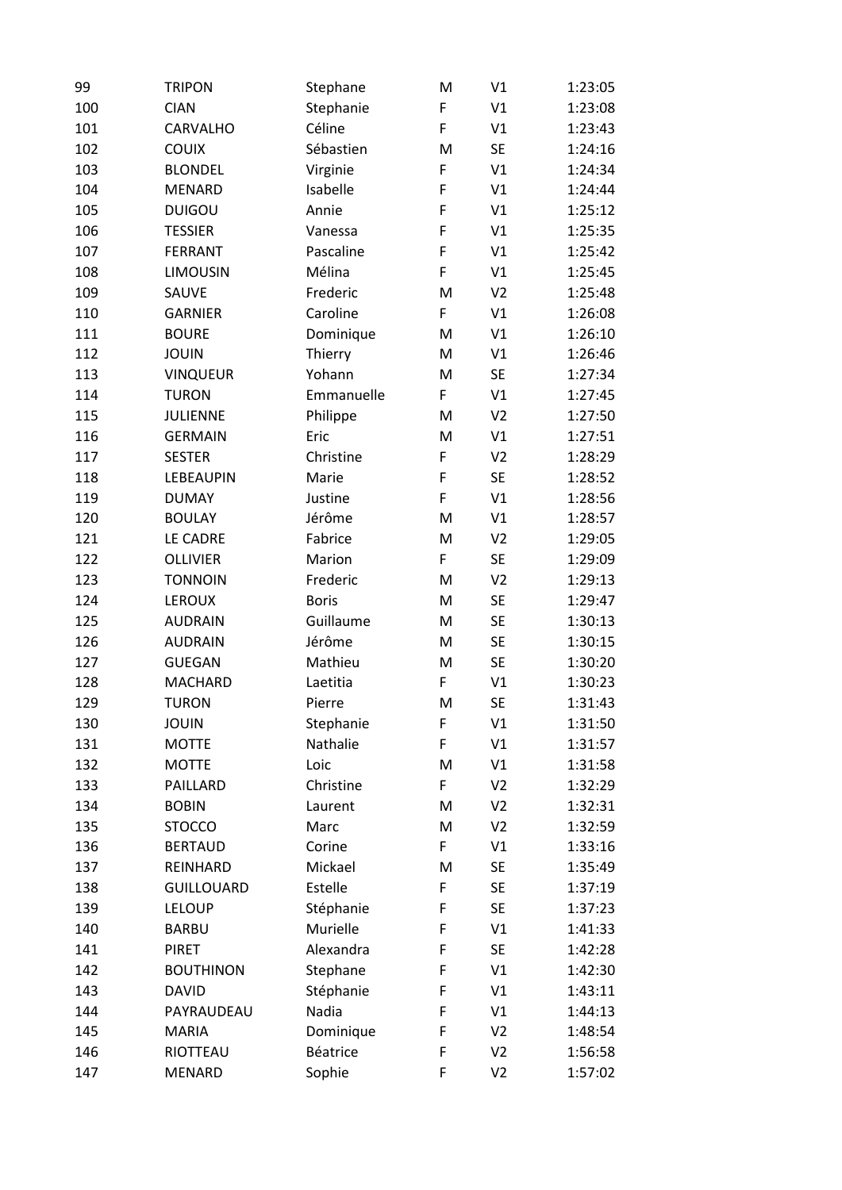| 99 | TRIPON | Stephane | M | V1 | 1:23:05 |
|---|---|---|---|---|---|
| 100 | CIAN | Stephanie | F | V1 | 1:23:08 |
| 101 | CARVALHO | Céline | F | V1 | 1:23:43 |
| 102 | COUIX | Sébastien | M | SE | 1:24:16 |
| 103 | BLONDEL | Virginie | F | V1 | 1:24:34 |
| 104 | MENARD | Isabelle | F | V1 | 1:24:44 |
| 105 | DUIGOU | Annie | F | V1 | 1:25:12 |
| 106 | TESSIER | Vanessa | F | V1 | 1:25:35 |
| 107 | FERRANT | Pascaline | F | V1 | 1:25:42 |
| 108 | LIMOUSIN | Mélina | F | V1 | 1:25:45 |
| 109 | SAUVE | Frederic | M | V2 | 1:25:48 |
| 110 | GARNIER | Caroline | F | V1 | 1:26:08 |
| 111 | BOURE | Dominique | M | V1 | 1:26:10 |
| 112 | JOUIN | Thierry | M | V1 | 1:26:46 |
| 113 | VINQUEUR | Yohann | M | SE | 1:27:34 |
| 114 | TURON | Emmanuelle | F | V1 | 1:27:45 |
| 115 | JULIENNE | Philippe | M | V2 | 1:27:50 |
| 116 | GERMAIN | Eric | M | V1 | 1:27:51 |
| 117 | SESTER | Christine | F | V2 | 1:28:29 |
| 118 | LEBEAUPIN | Marie | F | SE | 1:28:52 |
| 119 | DUMAY | Justine | F | V1 | 1:28:56 |
| 120 | BOULAY | Jérôme | M | V1 | 1:28:57 |
| 121 | LE CADRE | Fabrice | M | V2 | 1:29:05 |
| 122 | OLLIVIER | Marion | F | SE | 1:29:09 |
| 123 | TONNOIN | Frederic | M | V2 | 1:29:13 |
| 124 | LEROUX | Boris | M | SE | 1:29:47 |
| 125 | AUDRAIN | Guillaume | M | SE | 1:30:13 |
| 126 | AUDRAIN | Jérôme | M | SE | 1:30:15 |
| 127 | GUEGAN | Mathieu | M | SE | 1:30:20 |
| 128 | MACHARD | Laetitia | F | V1 | 1:30:23 |
| 129 | TURON | Pierre | M | SE | 1:31:43 |
| 130 | JOUIN | Stephanie | F | V1 | 1:31:50 |
| 131 | MOTTE | Nathalie | F | V1 | 1:31:57 |
| 132 | MOTTE | Loic | M | V1 | 1:31:58 |
| 133 | PAILLARD | Christine | F | V2 | 1:32:29 |
| 134 | BOBIN | Laurent | M | V2 | 1:32:31 |
| 135 | STOCCO | Marc | M | V2 | 1:32:59 |
| 136 | BERTAUD | Corine | F | V1 | 1:33:16 |
| 137 | REINHARD | Mickael | M | SE | 1:35:49 |
| 138 | GUILLOUARD | Estelle | F | SE | 1:37:19 |
| 139 | LELOUP | Stéphanie | F | SE | 1:37:23 |
| 140 | BARBU | Murielle | F | V1 | 1:41:33 |
| 141 | PIRET | Alexandra | F | SE | 1:42:28 |
| 142 | BOUTHINON | Stephane | F | V1 | 1:42:30 |
| 143 | DAVID | Stéphanie | F | V1 | 1:43:11 |
| 144 | PAYRAUDEAU | Nadia | F | V1 | 1:44:13 |
| 145 | MARIA | Dominique | F | V2 | 1:48:54 |
| 146 | RIOTTEAU | Béatrice | F | V2 | 1:56:58 |
| 147 | MENARD | Sophie | F | V2 | 1:57:02 |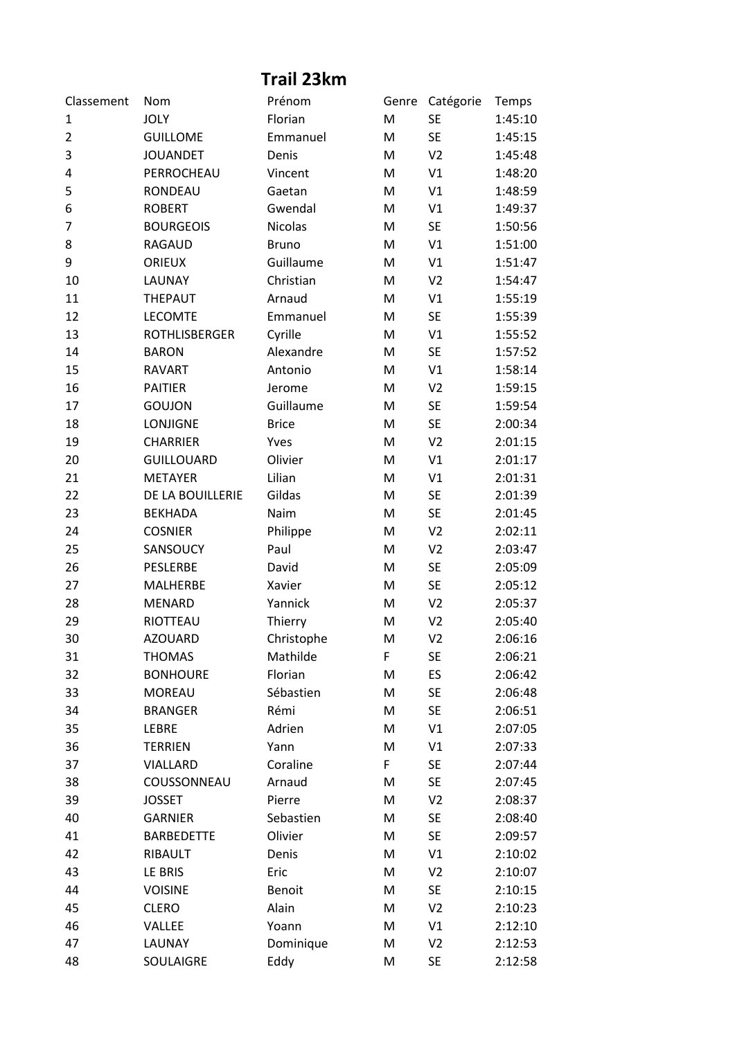# Trail 23km

| Classement | Nom | Prénom | Genre | Catégorie | Temps |
|---|---|---|---|---|---|
| 1 | JOLY | Florian | M | SE | 1:45:10 |
| 2 | GUILLOME | Emmanuel | M | SE | 1:45:15 |
| 3 | JOUANDET | Denis | M | V2 | 1:45:48 |
| 4 | PERROCHEAU | Vincent | M | V1 | 1:48:20 |
| 5 | RONDEAU | Gaetan | M | V1 | 1:48:59 |
| 6 | ROBERT | Gwendal | M | V1 | 1:49:37 |
| 7 | BOURGEOIS | Nicolas | M | SE | 1:50:56 |
| 8 | RAGAUD | Bruno | M | V1 | 1:51:00 |
| 9 | ORIEUX | Guillaume | M | V1 | 1:51:47 |
| 10 | LAUNAY | Christian | M | V2 | 1:54:47 |
| 11 | THEPAUT | Arnaud | M | V1 | 1:55:19 |
| 12 | LECOMTE | Emmanuel | M | SE | 1:55:39 |
| 13 | ROTHLISBERGER | Cyrille | M | V1 | 1:55:52 |
| 14 | BARON | Alexandre | M | SE | 1:57:52 |
| 15 | RAVART | Antonio | M | V1 | 1:58:14 |
| 16 | PAITIER | Jerome | M | V2 | 1:59:15 |
| 17 | GOUJON | Guillaume | M | SE | 1:59:54 |
| 18 | LONJIGNE | Brice | M | SE | 2:00:34 |
| 19 | CHARRIER | Yves | M | V2 | 2:01:15 |
| 20 | GUILLOUARD | Olivier | M | V1 | 2:01:17 |
| 21 | METAYER | Lilian | M | V1 | 2:01:31 |
| 22 | DE LA BOUILLERIE | Gildas | M | SE | 2:01:39 |
| 23 | BEKHADA | Naim | M | SE | 2:01:45 |
| 24 | COSNIER | Philippe | M | V2 | 2:02:11 |
| 25 | SANSOUCY | Paul | M | V2 | 2:03:47 |
| 26 | PESLERBE | David | M | SE | 2:05:09 |
| 27 | MALHERBE | Xavier | M | SE | 2:05:12 |
| 28 | MENARD | Yannick | M | V2 | 2:05:37 |
| 29 | RIOTTEAU | Thierry | M | V2 | 2:05:40 |
| 30 | AZOUARD | Christophe | M | V2 | 2:06:16 |
| 31 | THOMAS | Mathilde | F | SE | 2:06:21 |
| 32 | BONHOURE | Florian | M | ES | 2:06:42 |
| 33 | MOREAU | Sébastien | M | SE | 2:06:48 |
| 34 | BRANGER | Rémi | M | SE | 2:06:51 |
| 35 | LEBRE | Adrien | M | V1 | 2:07:05 |
| 36 | TERRIEN | Yann | M | V1 | 2:07:33 |
| 37 | VIALLARD | Coraline | F | SE | 2:07:44 |
| 38 | COUSSONNEAU | Arnaud | M | SE | 2:07:45 |
| 39 | JOSSET | Pierre | M | V2 | 2:08:37 |
| 40 | GARNIER | Sebastien | M | SE | 2:08:40 |
| 41 | BARBEDETTE | Olivier | M | SE | 2:09:57 |
| 42 | RIBAULT | Denis | M | V1 | 2:10:02 |
| 43 | LE BRIS | Eric | M | V2 | 2:10:07 |
| 44 | VOISINE | Benoit | M | SE | 2:10:15 |
| 45 | CLERO | Alain | M | V2 | 2:10:23 |
| 46 | VALLEE | Yoann | M | V1 | 2:12:10 |
| 47 | LAUNAY | Dominique | M | V2 | 2:12:53 |
| 48 | SOULAIGRE | Eddy | M | SE | 2:12:58 |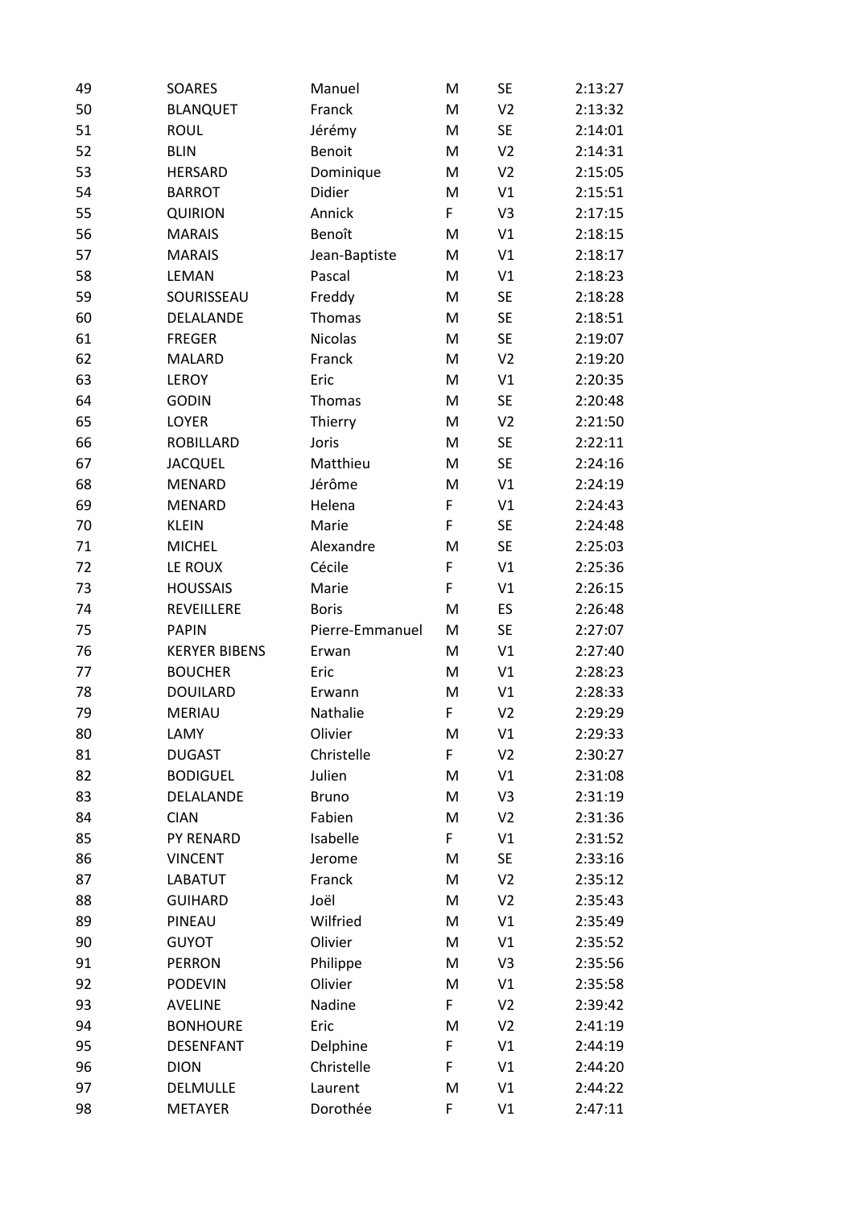| | | | | | |
|---|---|---|---|---|---|
| 49 | SOARES | Manuel | M | SE | 2:13:27 |
| 50 | BLANQUET | Franck | M | V2 | 2:13:32 |
| 51 | ROUL | Jérémy | M | SE | 2:14:01 |
| 52 | BLIN | Benoit | M | V2 | 2:14:31 |
| 53 | HERSARD | Dominique | M | V2 | 2:15:05 |
| 54 | BARROT | Didier | M | V1 | 2:15:51 |
| 55 | QUIRION | Annick | F | V3 | 2:17:15 |
| 56 | MARAIS | Benoît | M | V1 | 2:18:15 |
| 57 | MARAIS | Jean-Baptiste | M | V1 | 2:18:17 |
| 58 | LEMAN | Pascal | M | V1 | 2:18:23 |
| 59 | SOURISSEAU | Freddy | M | SE | 2:18:28 |
| 60 | DELALANDE | Thomas | M | SE | 2:18:51 |
| 61 | FREGER | Nicolas | M | SE | 2:19:07 |
| 62 | MALARD | Franck | M | V2 | 2:19:20 |
| 63 | LEROY | Eric | M | V1 | 2:20:35 |
| 64 | GODIN | Thomas | M | SE | 2:20:48 |
| 65 | LOYER | Thierry | M | V2 | 2:21:50 |
| 66 | ROBILLARD | Joris | M | SE | 2:22:11 |
| 67 | JACQUEL | Matthieu | M | SE | 2:24:16 |
| 68 | MENARD | Jérôme | M | V1 | 2:24:19 |
| 69 | MENARD | Helena | F | V1 | 2:24:43 |
| 70 | KLEIN | Marie | F | SE | 2:24:48 |
| 71 | MICHEL | Alexandre | M | SE | 2:25:03 |
| 72 | LE ROUX | Cécile | F | V1 | 2:25:36 |
| 73 | HOUSSAIS | Marie | F | V1 | 2:26:15 |
| 74 | REVEILLERE | Boris | M | ES | 2:26:48 |
| 75 | PAPIN | Pierre-Emmanuel | M | SE | 2:27:07 |
| 76 | KERYER BIBENS | Erwan | M | V1 | 2:27:40 |
| 77 | BOUCHER | Eric | M | V1 | 2:28:23 |
| 78 | DOUILARD | Erwann | M | V1 | 2:28:33 |
| 79 | MERIAU | Nathalie | F | V2 | 2:29:29 |
| 80 | LAMY | Olivier | M | V1 | 2:29:33 |
| 81 | DUGAST | Christelle | F | V2 | 2:30:27 |
| 82 | BODIGUEL | Julien | M | V1 | 2:31:08 |
| 83 | DELALANDE | Bruno | M | V3 | 2:31:19 |
| 84 | CIAN | Fabien | M | V2 | 2:31:36 |
| 85 | PY RENARD | Isabelle | F | V1 | 2:31:52 |
| 86 | VINCENT | Jerome | M | SE | 2:33:16 |
| 87 | LABATUT | Franck | M | V2 | 2:35:12 |
| 88 | GUIHARD | Joël | M | V2 | 2:35:43 |
| 89 | PINEAU | Wilfried | M | V1 | 2:35:49 |
| 90 | GUYOT | Olivier | M | V1 | 2:35:52 |
| 91 | PERRON | Philippe | M | V3 | 2:35:56 |
| 92 | PODEVIN | Olivier | M | V1 | 2:35:58 |
| 93 | AVELINE | Nadine | F | V2 | 2:39:42 |
| 94 | BONHOURE | Eric | M | V2 | 2:41:19 |
| 95 | DESENFANT | Delphine | F | V1 | 2:44:19 |
| 96 | DION | Christelle | F | V1 | 2:44:20 |
| 97 | DELMULLE | Laurent | M | V1 | 2:44:22 |
| 98 | METAYER | Dorothée | F | V1 | 2:47:11 |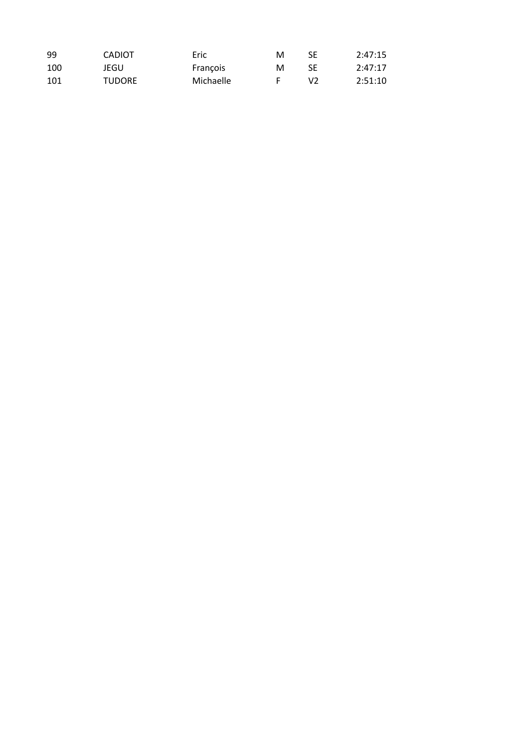| | | | | | |
|---|---|---|---|---|---|
| 99 | CADIOT | Eric | M | SE | 2:47:15 |
| 100 | JEGU | François | M | SE | 2:47:17 |
| 101 | TUDORE | Michaelle | F | V2 | 2:51:10 |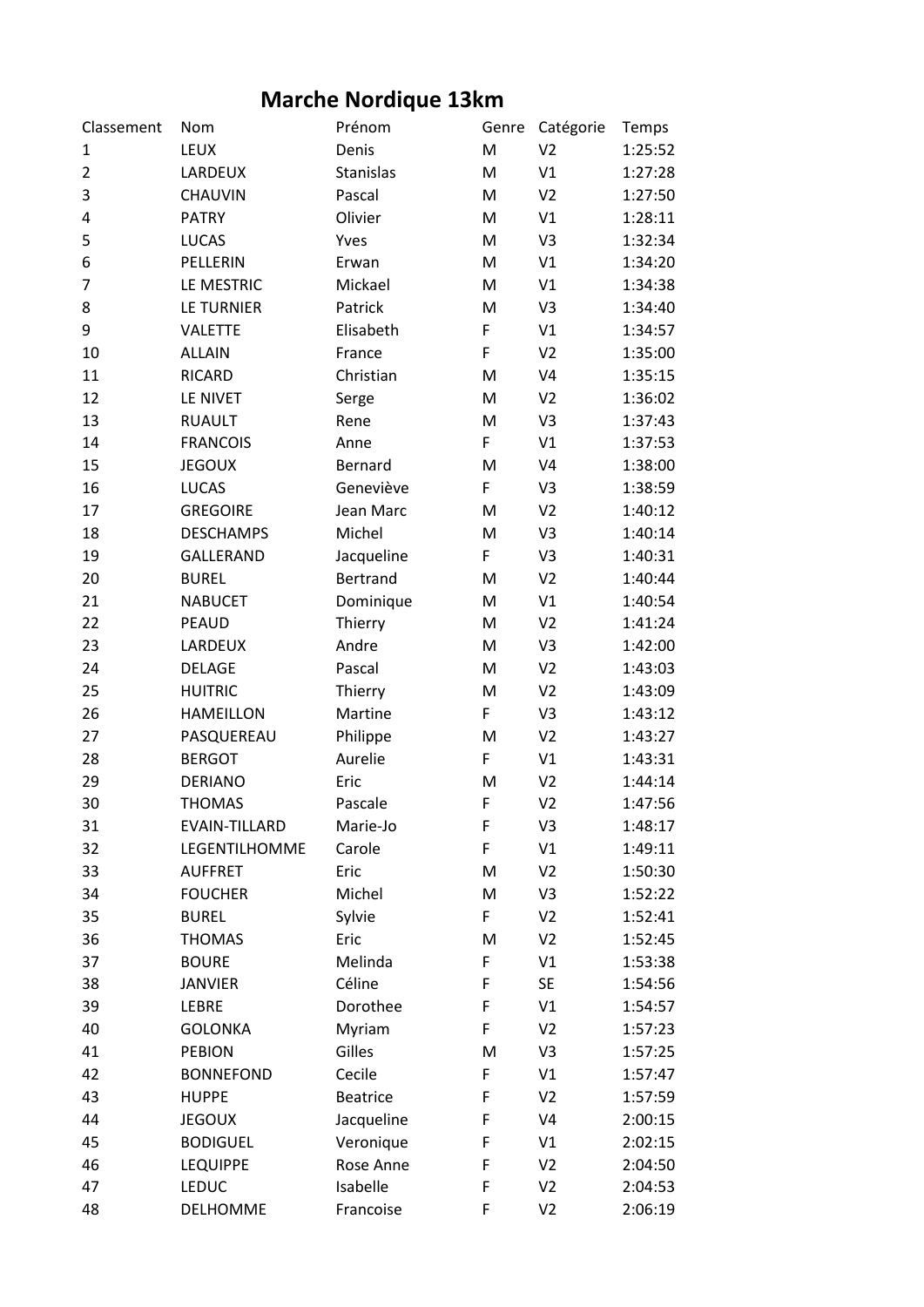# Marche Nordique 13km

| Classement | Nom | Prénom | Genre | Catégorie | Temps |
|---|---|---|---|---|---|
| 1 | LEUX | Denis | M | V2 | 1:25:52 |
| 2 | LARDEUX | Stanislas | M | V1 | 1:27:28 |
| 3 | CHAUVIN | Pascal | M | V2 | 1:27:50 |
| 4 | PATRY | Olivier | M | V1 | 1:28:11 |
| 5 | LUCAS | Yves | M | V3 | 1:32:34 |
| 6 | PELLERIN | Erwan | M | V1 | 1:34:20 |
| 7 | LE MESTRIC | Mickael | M | V1 | 1:34:38 |
| 8 | LE TURNIER | Patrick | M | V3 | 1:34:40 |
| 9 | VALETTE | Elisabeth | F | V1 | 1:34:57 |
| 10 | ALLAIN | France | F | V2 | 1:35:00 |
| 11 | RICARD | Christian | M | V4 | 1:35:15 |
| 12 | LE NIVET | Serge | M | V2 | 1:36:02 |
| 13 | RUAULT | Rene | M | V3 | 1:37:43 |
| 14 | FRANCOIS | Anne | F | V1 | 1:37:53 |
| 15 | JEGOUX | Bernard | M | V4 | 1:38:00 |
| 16 | LUCAS | Geneviève | F | V3 | 1:38:59 |
| 17 | GREGOIRE | Jean Marc | M | V2 | 1:40:12 |
| 18 | DESCHAMPS | Michel | M | V3 | 1:40:14 |
| 19 | GALLERAND | Jacqueline | F | V3 | 1:40:31 |
| 20 | BUREL | Bertrand | M | V2 | 1:40:44 |
| 21 | NABUCET | Dominique | M | V1 | 1:40:54 |
| 22 | PEAUD | Thierry | M | V2 | 1:41:24 |
| 23 | LARDEUX | Andre | M | V3 | 1:42:00 |
| 24 | DELAGE | Pascal | M | V2 | 1:43:03 |
| 25 | HUITRIC | Thierry | M | V2 | 1:43:09 |
| 26 | HAMEILLON | Martine | F | V3 | 1:43:12 |
| 27 | PASQUEREAU | Philippe | M | V2 | 1:43:27 |
| 28 | BERGOT | Aurelie | F | V1 | 1:43:31 |
| 29 | DERIANO | Eric | M | V2 | 1:44:14 |
| 30 | THOMAS | Pascale | F | V2 | 1:47:56 |
| 31 | EVAIN-TILLARD | Marie-Jo | F | V3 | 1:48:17 |
| 32 | LEGENTILHOMME | Carole | F | V1 | 1:49:11 |
| 33 | AUFFRET | Eric | M | V2 | 1:50:30 |
| 34 | FOUCHER | Michel | M | V3 | 1:52:22 |
| 35 | BUREL | Sylvie | F | V2 | 1:52:41 |
| 36 | THOMAS | Eric | M | V2 | 1:52:45 |
| 37 | BOURE | Melinda | F | V1 | 1:53:38 |
| 38 | JANVIER | Céline | F | SE | 1:54:56 |
| 39 | LEBRE | Dorothee | F | V1 | 1:54:57 |
| 40 | GOLONKA | Myriam | F | V2 | 1:57:23 |
| 41 | PEBION | Gilles | M | V3 | 1:57:25 |
| 42 | BONNEFOND | Cecile | F | V1 | 1:57:47 |
| 43 | HUPPE | Beatrice | F | V2 | 1:57:59 |
| 44 | JEGOUX | Jacqueline | F | V4 | 2:00:15 |
| 45 | BODIGUEL | Veronique | F | V1 | 2:02:15 |
| 46 | LEQUIPPE | Rose Anne | F | V2 | 2:04:50 |
| 47 | LEDUC | Isabelle | F | V2 | 2:04:53 |
| 48 | DELHOMME | Francoise | F | V2 | 2:06:19 |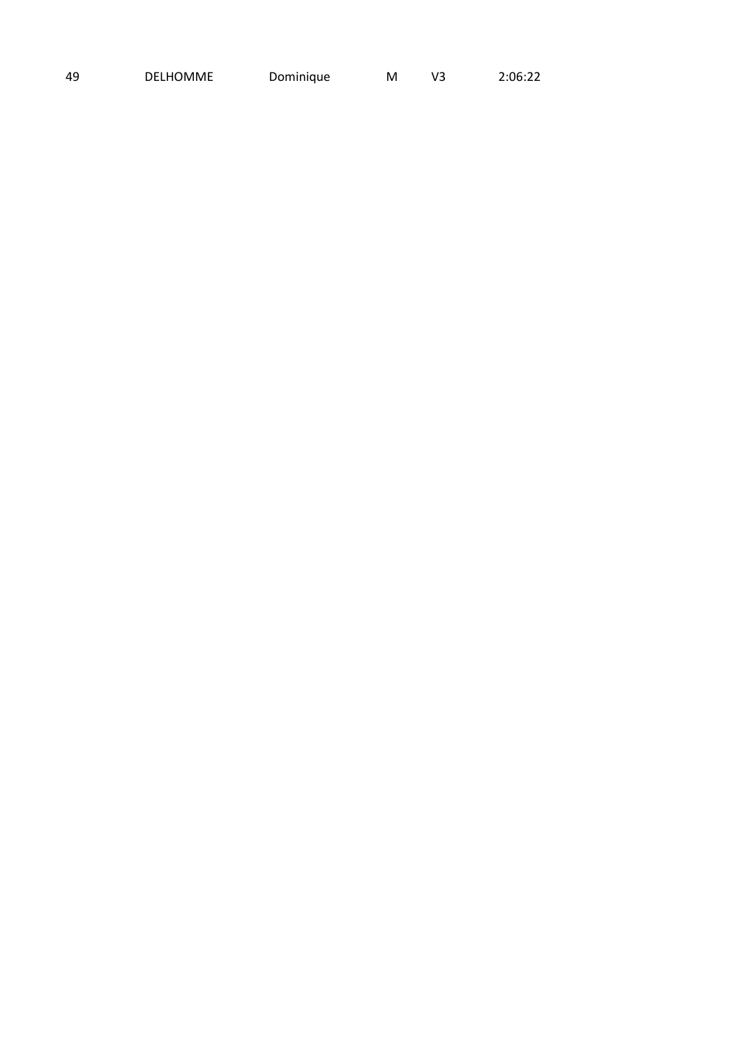| | | | | | |
|---|---|---|---|---|---|
| 49 | DELHOMME | Dominique | M | V3 | 2:06:22 |